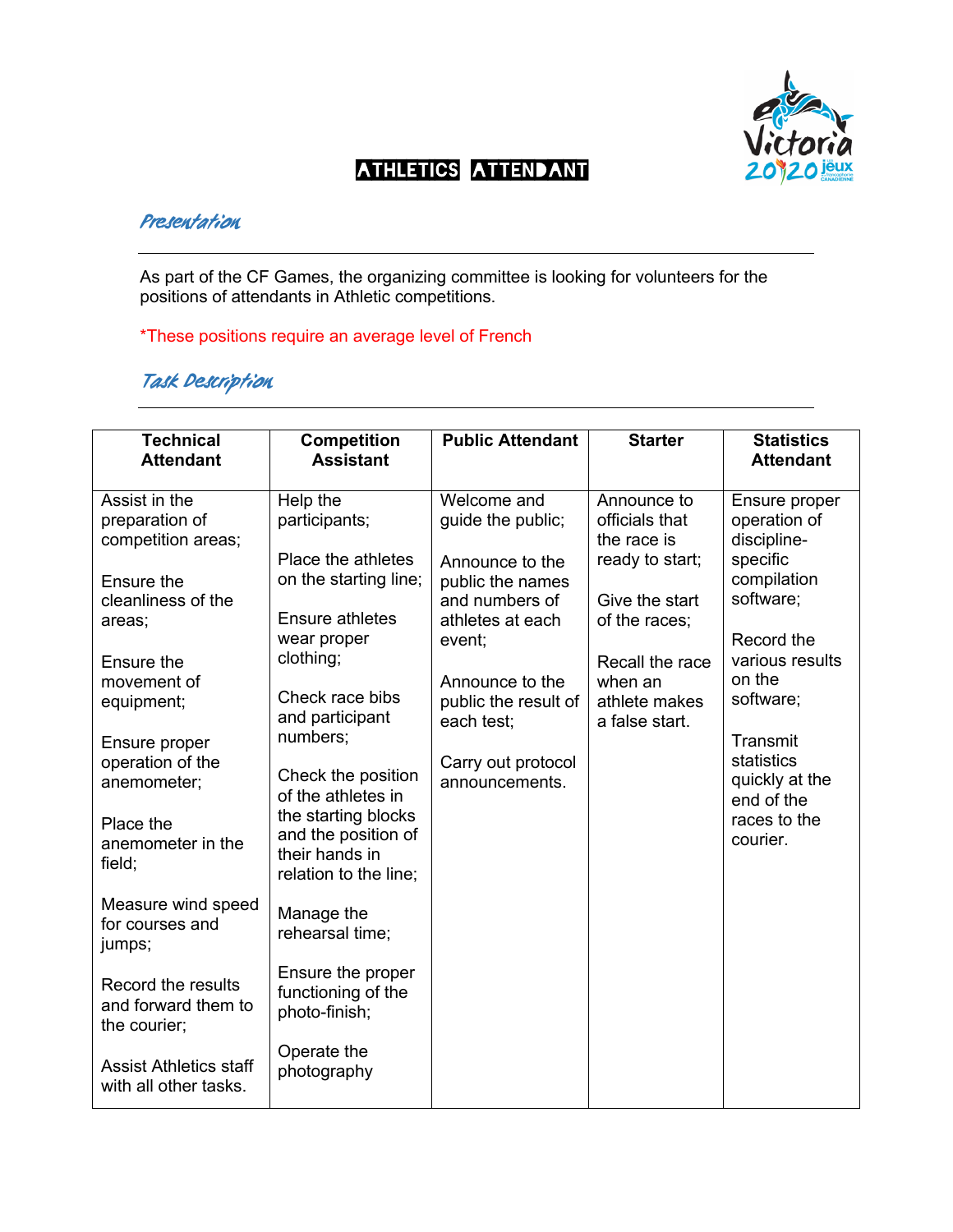# ATHLETICS ATTENDANT

## Presentation

As part of the CF Games, the organizing committee is looking for volunteers for the positions of attendants in Athletic competitions.

*These positions require an average level of French

## Task Description

| Technical Attendant | Competition Assistant | Public Attendant | Starter | Statistics Attendant |
|---|---|---|---|---|
| Assist in the preparation of competition areas;<br><br>Ensure the cleanliness of the areas;<br><br>Ensure the movement of equipment;<br><br>Ensure proper operation of the anemometer;<br><br>Place the anemometer in the field;<br><br>Measure wind speed for courses and jumps;<br><br>Record the results and forward them to the courier;<br><br>Assist Athletics staff with all other tasks. | Help the participants;<br><br>Place the athletes on the starting line;<br><br>Ensure athletes wear proper clothing;<br><br>Check race bibs and participant numbers;<br><br>Check the position of the athletes in the starting blocks and the position of their hands in relation to the line;<br><br>Manage the rehearsal time;<br><br>Ensure the proper functioning of the photo-finish;<br><br>Operate the photography | Welcome and guide the public;<br><br>Announce to the public the names and numbers of athletes at each event;<br><br>Announce to the public the result of each test;<br><br>Carry out protocol announcements. | Announce to officials that the race is ready to start;<br><br>Give the start of the races;<br><br>Recall the race when an athlete makes a false start. | Ensure proper operation of discipline-specific compilation software;<br><br>Record the various results on the software;<br><br>Transmit statistics quickly at the end of the races to the courier. |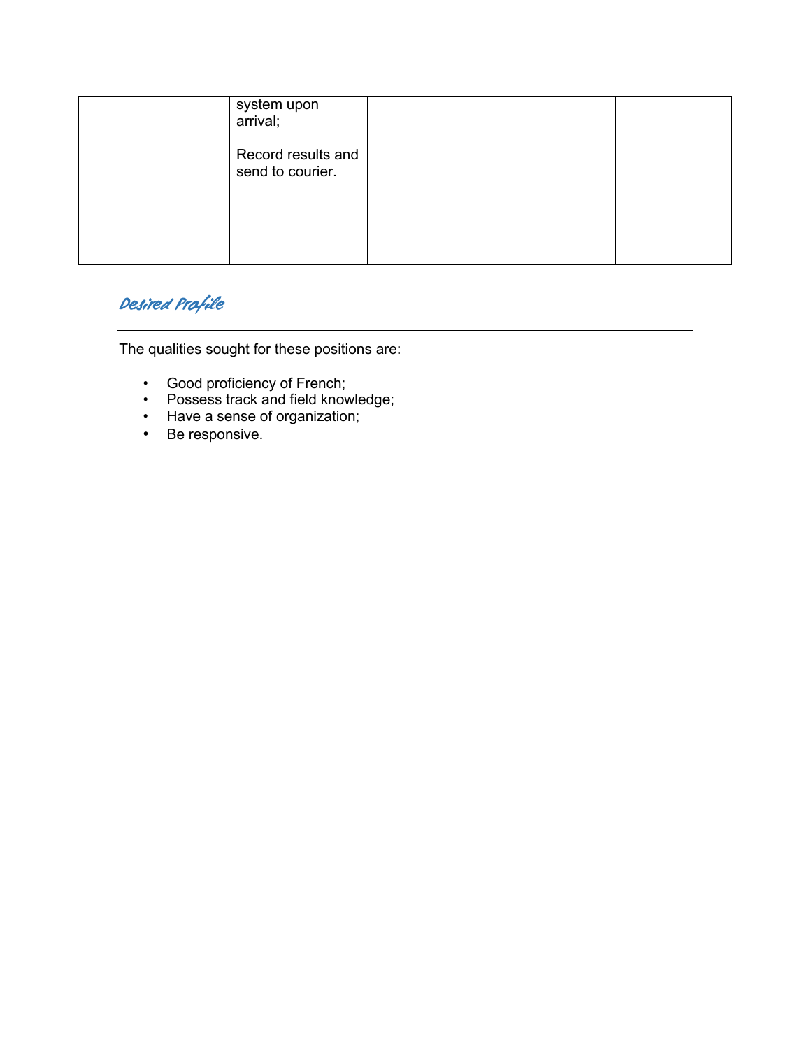| | | | | |
|---|---|---|---|---|
| | system upon arrival;<br><br>Record results and send to courier. | | | |

## *Desired Profile*

---

The qualities sought for these positions are:

- Good proficiency of French;
- Possess track and field knowledge;
- Have a sense of organization;
- Be responsive.